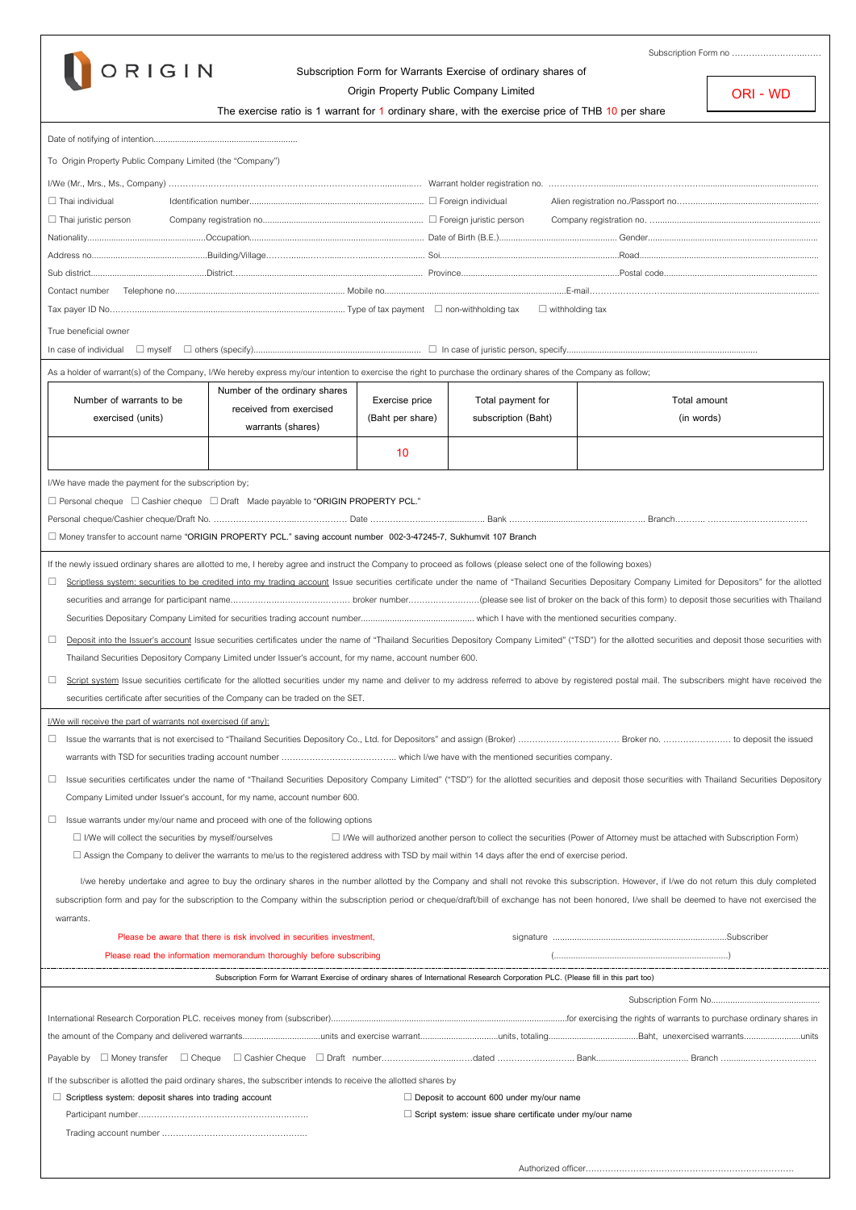ORIGIN

Subscription Form no ...............................

Subscription Form for Warrants Exercise of ordinary shares of

Origin Property Public Company Limited

**ORI - WD**

The exercise ratio is 1 warrant for 1 ordinary share, with the exercise price of THB 10 per share

Date of notifying of intention...........................................................

To Origin Property Public Company Limited (the "Company")

I/We (Mr., Mrs., Ms., Company) ........................................................................................ Warrant holder registration no. ........................................................................................

☐ Thai individual Identification number........................................................... ☐ Foreign individual Alien registration no./Passport no..........................................................

☐ Thai juristic person Company registration no.................................................................. ☐ Foreign juristic person Company registration no. ......................................................................

Nationality..................................................Occupation........................................................ Date of Birth (B.E.)................................................ Gender.........................................................

Address no.................................................Building/Village......................................................... Soi.......................................................................Road..........................................................

Sub district.................................................District..................................................................... Province..................................................................Postal code...............................................

Contact number Telephone no.......................................................... Mobile no...........................................................................E-mail.........................................................................

Tax payer ID No.......................................................................................... Type of tax payment ☐ non-withholding tax ☐ withholding tax

True beneficial owner

In case of individual ☐ myself ☐ others (specify)..................................................................... ☐ In case of juristic person, specify...............................................................................

As a holder of warrant(s) of the Company, I/We hereby express my/our intention to exercise the right to purchase the ordinary shares of the Company as follow;

| Number of warrants to be exercised (units) | Number of the ordinary shares received from exercised warrants (shares) | Exercise price (Baht per share) | Total payment for subscription (Baht) | Total amount (in words) |
|---|---|---|---|---|
| | | 10 | | |

I/We have made the payment for the subscription by;

☐ Personal cheque ☐ Cashier cheque ☐ Draft Made payable to "ORIGIN PROPERTY PCL."

Personal cheque/Cashier cheque/Draft No. ................................................ Date ............................................ Bank .................................................... Branch.......... .......................................

☐ Money transfer to account name "ORIGIN PROPERTY PCL." saving account number 002-3-47245-7, Sukhumvit 107 Branch

If the newly issued ordinary shares are allotted to me, I hereby agree and instruct the Company to proceed as follows (please select one of the following boxes)

☐ Scriptless system: securities to be credited into my trading account Issue securities certificate under the name of "Thailand Securities Depositary Company Limited for Depositors" for the allotted securities and arrange for participant name........................................... broker number..........................(please see list of broker on the back of this form) to deposit those securities with Thailand Securities Depositary Company Limited for securities trading account number.............................................. which I have with the mentioned securities company.

☐ Deposit into the Issuer's account Issue securities certificates under the name of "Thailand Securities Depository Company Limited" ("TSD") for the allotted securities and deposit those securities with Thailand Securities Depository Company Limited under Issuer's account, for my name, account number 600.

☐ Script system Issue securities certificate for the allotted securities under my name and deliver to my address referred to above by registered postal mail. The subscribers might have received the securities certificate after securities of the Company can be traded on the SET.

I/We will receive the part of warrants not exercised (if any):

☐ Issue the warrants that is not exercised to "Thailand Securities Depository Co., Ltd. for Depositors" and assign (Broker) .................................... Broker no. ........................ to deposit the issued warrants with TSD for securities trading account number ........................................ which I/we have with the mentioned securities company.

☐ Issue securities certificates under the name of "Thailand Securities Depository Company Limited" ("TSD") for the allotted securities and deposit those securities with Thailand Securities Depository Company Limited under Issuer's account, for my name, account number 600.

☐ Issue warrants under my/our name and proceed with one of the following options

☐ I/We will collect the securities by myself/ourselves ☐ I/We will authorized another person to collect the securities (Power of Attorney must be attached with Subscription Form)

☐ Assign the Company to deliver the warrants to me/us to the registered address with TSD by mail within 14 days after the end of exercise period.

I/we hereby undertake and agree to buy the ordinary shares in the number allotted by the Company and shall not revoke this subscription. However, if I/we do not return this duly completed subscription form and pay for the subscription to the Company within the subscription period or cheque/draft/bill of exchange has not been honored, I/we shall be deemed to have not exercised the warrants.

Please be aware that there is risk involved in securities investment, signature .......................................................................Subscriber

Please read the information memorandum thoroughly before subscribing (........................................................................)

---

Subscription Form for Warrant Exercise of ordinary shares of International Research Corporation PLC. (Please fill in this part too)

Subscription Form No.............................................

International Research Corporation PLC. receives money from (subscriber)..................................................................................................for exercising the rights of warrants to purchase ordinary shares in the amount of the Company and delivered warrants................................units and exercise warrant................................units, totaling......................................Baht, unexercised warrants.......................units

Payable by ☐ Money transfer ☐ Cheque ☐ Cashier Cheque ☐ Draft number..................................dated ............................ Bank..................................... Branch ......................................

If the subscriber is allotted the paid ordinary shares, the subscriber intends to receive the allotted shares by

☐ Scriptless system: deposit shares into trading account ☐ Deposit to account 600 under my/our name

Participant number............................................................ ☐ Script system: issue share certificate under my/our name

Trading account number ....................................................

Authorized officer...........................................................................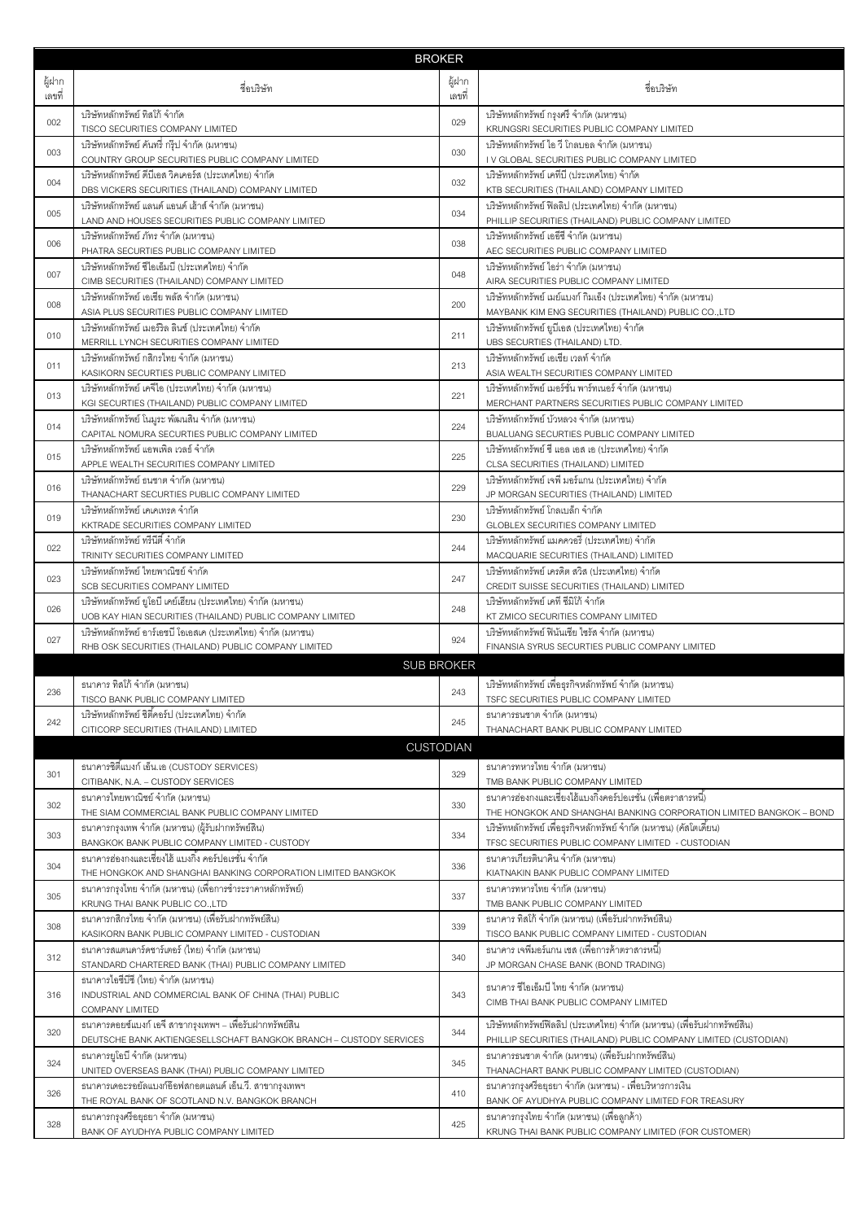## BROKER

| ผู้ฝาก เลขที่ | ชื่อบริษัท | ผู้ฝาก เลขที่ | ชื่อบริษัท |
|---|---|---|---|
| 002 | บริษัทหลักทรัพย์ ทิสโก้ จำกัด<br>TISCO SECURITIES COMPANY LIMITED | 029 | บริษัทหลักทรัพย์ กรุงศรี จำกัด (มหาชน)<br>KRUNGSRI SECURITIES PUBLIC COMPANY LIMITED |
| 003 | บริษัทหลักทรัพย์ คันทรี่ กรุ๊ป จำกัด (มหาชน)<br>COUNTRY GROUP SECURITIES PUBLIC COMPANY LIMITED | 030 | บริษัทหลักทรัพย์ ไอ วี โกลบอล จำกัด (มหาชน)<br>I V GLOBAL SECURITIES PUBLIC COMPANY LIMITED |
| 004 | บริษัทหลักทรัพย์ ดีบีเอส วิคเคอร์ส (ประเทศไทย) จำกัด<br>DBS VICKERS SECURITIES (THAILAND) COMPANY LIMITED | 032 | บริษัทหลักทรัพย์ เคทีบี (ประเทศไทย) จำกัด<br>KTB SECURITIES (THAILAND) COMPANY LIMITED |
| 005 | บริษัทหลักทรัพย์ แลนด์ แอนด์ เฮ้าส์ จำกัด (มหาชน)<br>LAND AND HOUSES SECURITIES PUBLIC COMPANY LIMITED | 034 | บริษัทหลักทรัพย์ ฟิลลิป (ประเทศไทย) จำกัด (มหาชน)<br>PHILLIP SECURITIES (THAILAND) PUBLIC COMPANY LIMITED |
| 006 | บริษัทหลักทรัพย์ ภัทร จำกัด (มหาชน)<br>PHATRA SECURTIES PUBLIC COMPANY LIMITED | 038 | บริษัทหลักทรัพย์ เออีซี จำกัด (มหาชน)<br>AEC SECURITIES PUBLIC COMPANY LIMITED |
| 007 | บริษัทหลักทรัพย์ ซีไอเอ็มบี (ประเทศไทย) จำกัด<br>CIMB SECURITIES (THAILAND) COMPANY LIMITED | 048 | บริษัทหลักทรัพย์ ไอร่า จำกัด (มหาชน)<br>AIRA SECURITIES PUBLIC COMPANY LIMITED |
| 008 | บริษัทหลักทรัพย์ เอเซีย พลัส จำกัด (มหาชน)<br>ASIA PLUS SECURITIES PUBLIC COMPANY LIMITED | 200 | บริษัทหลักทรัพย์ เมย์แบงก์ กิมเอ็ง (ประเทศไทย) จำกัด (มหาชน)<br>MAYBANK KIM ENG SECURITIES (THAILAND) PUBLIC CO.,LTD |
| 010 | บริษัทหลักทรัพย์ เมอร์ริล ลินช์ (ประเทศไทย) จำกัด<br>MERRILL LYNCH SECURITIES COMPANY LIMITED | 211 | บริษัทหลักทรัพย์ ยูบีเอส (ประเทศไทย) จำกัด<br>UBS SECURTIES (THAILAND) LTD. |
| 011 | บริษัทหลักทรัพย์ กสิกรไทย จำกัด (มหาชน)<br>KASIKORN SECURTIES PUBLIC COMPANY LIMITED | 213 | บริษัทหลักทรัพย์ เอเซีย เวลท์ จำกัด<br>ASIA WEALTH SECURITIES COMPANY LIMITED |
| 013 | บริษัทหลักทรัพย์ เคจีไอ (ประเทศไทย) จำกัด (มหาชน)<br>KGI SECURTIES (THAILAND) PUBLIC COMPANY LIMITED | 221 | บริษัทหลักทรัพย์ เมอร์ชั่น พาร์ทเนอร์ จำกัด (มหาชน)<br>MERCHANT PARTNERS SECURITIES PUBLIC COMPANY LIMITED |
| 014 | บริษัทหลักทรัพย์ โนมูระ พัฒนสิน จำกัด (มหาชน)<br>CAPITAL NOMURA SECURITIES PUBLIC COMPANY LIMITED | 224 | บริษัทหลักทรัพย์ บัวหลวง จำกัด (มหาชน)<br>BUALUANG SECURITIES PUBLIC COMPANY LIMITED |
| 015 | บริษัทหลักทรัพย์ แอพเพิล เวลธ์ จำกัด<br>APPLE WEALTH SECURITIES COMPANY LIMITED | 225 | บริษัทหลักทรัพย์ ซี แอล เอส เอ (ประเทศไทย) จำกัด<br>CLSA SECURITIES (THAILAND) LIMITED |
| 016 | บริษัทหลักทรัพย์ ธนชาต จำกัด (มหาชน)<br>THANACHART SECURITIES PUBLIC COMPANY LIMITED | 229 | บริษัทหลักทรัพย์ เจพี มอร์แกน (ประเทศไทย) จำกัด<br>JP MORGAN SECURITIES (THAILAND) LIMITED |
| 019 | บริษัทหลักทรัพย์ เคเคเทรด จำกัด<br>KKTRADE SECURITIES COMPANY LIMITED | 230 | บริษัทหลักทรัพย์ โกลเบล็ก จำกัด<br>GLOBLEX SECURITIES COMPANY LIMITED |
| 022 | บริษัทหลักทรัพย์ ทรีนีตี้ จำกัด<br>TRINITY SECURITIES COMPANY LIMITED | 244 | บริษัทหลักทรัพย์ แมคควอรี (ประเทศไทย) จำกัด<br>MACQUARIE SECURITIES (THAILAND) LIMITED |
| 023 | บริษัทหลักทรัพย์ ไทยพาณิชย์ จำกัด<br>SCB SECURITIES COMPANY LIMITED | 247 | บริษัทหลักทรัพย์ เครดิต สวิส (ประเทศไทย) จำกัด<br>CREDIT SUISSE SECURITIES (THAILAND) LIMITED |
| 026 | บริษัทหลักทรัพย์ ยูโอบี เคย์เฮียน (ประเทศไทย) จำกัด (มหาชน)<br>UOB KAY HIAN SECURITIES (THAILAND) PUBLIC COMPANY LIMITED | 248 | บริษัทหลักทรัพย์ เคที ซีมิโก้ จำกัด<br>KT ZMICO SECURITIES COMPANY LIMITED |
| 027 | บริษัทหลักทรัพย์ อาร์เอชบี โอเอสเค (ประเทศไทย) จำกัด (มหาชน)<br>RHB OSK SECURITIES (THAILAND) PUBLIC COMPANY LIMITED | 924 | บริษัทหลักทรัพย์ ฟินันเซีย ไซรัส จำกัด (มหาชน)<br>FINANSIA SYRUS SECURTIES PUBLIC COMPANY LIMITED |

## SUB BROKER

| ผู้ฝาก เลขที่ | ชื่อบริษัท | ผู้ฝาก เลขที่ | ชื่อบริษัท |
|---|---|---|---|
| 236 | ธนาคาร ทิสโก้ จำกัด (มหาชน)<br>TISCO BANK PUBLIC COMPANY LIMITED | 243 | บริษัทหลักทรัพย์ เพื่อธุรกิจหลักทรัพย์ จำกัด (มหาชน)<br>TSFC SECURITIES PUBLIC COMPANY LIMITED |
| 242 | บริษัทหลักทรัพย์ ซิตี้คอร์ป (ประเทศไทย) จำกัด<br>CITICORP SECURITIES (THAILAND) LIMITED | 245 | ธนาคารธนชาต จำกัด (มหาชน)<br>THANACHART BANK PUBLIC COMPANY LIMITED |

## CUSTODIAN

| ผู้ฝาก เลขที่ | ชื่อบริษัท | ผู้ฝาก เลขที่ | ชื่อบริษัท |
|---|---|---|---|
| 301 | ธนาคารซิตี้แบงก์ เอ็น.เอ (CUSTODY SERVICES)<br>CITIBANK, N.A. – CUSTODY SERVICES | 329 | ธนาคารทหารไทย จำกัด (มหาชน)<br>TMB BANK PUBLIC COMPANY LIMITED |
| 302 | ธนาคารไทยพาณิชย์ จำกัด (มหาชน)<br>THE SIAM COMMERCIAL BANK PUBLIC COMPANY LIMITED | 330 | ธนาคารฮ่องกงและเซี่ยงไฮ้แบงกิ้งคอร์ปอเรชั่น (เพื่อตราสารหนี้)<br>THE HONGKOK AND SHANGHAI BANKING CORPORATION LIMITED BANGKOK – BOND |
| 303 | ธนาคารกรุงเทพ จำกัด (มหาชน) (ผู้รับฝากทรัพย์สิน)<br>BANGKOK BANK PUBLIC COMPANY LIMITED - CUSTODY | 334 | บริษัทหลักทรัพย์ เพื่อธุรกิจหลักทรัพย์ จำกัด (มหาชน) (คัสโตเดี้ยน)<br>TFSC SECURITIES PUBLIC COMPANY LIMITED - CUSTODIAN |
| 304 | ธนาคารฮ่องกงและเซี่ยงไฮ้ แบงกิ้ง คอร์ปอเรชั่น จำกัด<br>THE HONGKOK AND SHANGHAI BANKING CORPORATION LIMITED BANGKOK | 336 | ธนาคารเกียรตินาคิน จำกัด (มหาชน)<br>KIATNAKIN BANK PUBLIC COMPANY LIMITED |
| 305 | ธนาคารกรุงไทย จำกัด (มหาชน) (เพื่อการชำระราคาหลักทรัพย์)<br>KRUNG THAI BANK PUBLIC CO.,LTD | 337 | ธนาคารทหารไทย จำกัด (มหาชน)<br>TMB BANK PUBLIC COMPANY LIMITED |
| 308 | ธนาคารกสิกรไทย จำกัด (มหาชน) (เพื่อรับฝากทรัพย์สิน)<br>KASIKORN BANK PUBLIC COMPANY LIMITED - CUSTODIAN | 339 | ธนาคาร ทิสโก้ จำกัด (มหาชน) (เพื่อรับฝากทรัพย์สิน)<br>TISCO BANK PUBLIC COMPANY LIMITED - CUSTODIAN |
| 312 | ธนาคารสแตนดาร์ดชาร์เตอร์ด (ไทย) จำกัด (มหาชน)<br>STANDARD CHARTERED BANK (THAI) PUBLIC COMPANY LIMITED | 340 | ธนาคาร เจพีมอร์แกน เชส (เพื่อการค้าตราสารหนี้)<br>JP MORGAN CHASE BANK (BOND TRADING) |
| 316 | ธนาคารไอซีบีซี (ไทย) จำกัด (มหาชน)<br>INDUSTRIAL AND COMMERCIAL BANK OF CHINA (THAI) PUBLIC COMPANY LIMITED | 343 | ธนาคาร ซีไอเอ็มบี ไทย จำกัด (มหาชน)<br>CIMB THAI BANK PUBLIC COMPANY LIMITED |
| 320 | ธนาคารดอยซ์แบงก์ เอจี สาขากรุงเทพฯ – เพื่อรับฝากทรัพย์สิน<br>DEUTSCHE BANK AKTIENGESELLSCHAFT BANGKOK BRANCH – CUSTODY SERVICES | 344 | บริษัทหลักทรัพย์ฟิลลิป (ประเทศไทย) จำกัด (มหาชน) (เพื่อรับฝากทรัพย์สิน)<br>PHILLIP SECURITIES (THAILAND) PUBLIC COMPANY LIMITED (CUSTODIAN) |
| 324 | ธนาคารยูโอบี จำกัด (มหาชน)<br>UNITED OVERSEAS BANK (THAI) PUBLIC COMPANY LIMITED | 345 | ธนาคารธนชาต จำกัด (มหาชน) (เพื่อรับฝากทรัพย์สิน)<br>THANACHART BANK PUBLIC COMPANY LIMITED (CUSTODIAN) |
| 326 | ธนาคารเดอะรอยัลแบงก์อ๊อฟสกอตแลนด์ เอ็น.วี. สาขากรุงเทพฯ<br>THE ROYAL BANK OF SCOTLAND N.V. BANGKOK BRANCH | 410 | ธนาคารกรุงศรีอยุธยา จำกัด (มหาชน) - เพื่อบริหารการเงิน<br>BANK OF AYUDHYA PUBLIC COMPANY LIMITED FOR TREASURY |
| 328 | ธนาคารกรุงศรีอยุธยา จำกัด (มหาชน)<br>BANK OF AYUDHYA PUBLIC COMPANY LIMITED | 425 | ธนาคารกรุงไทย จำกัด (มหาชน) (เพื่อลูกค้า)<br>KRUNG THAI BANK PUBLIC COMPANY LIMITED (FOR CUSTOMER) |